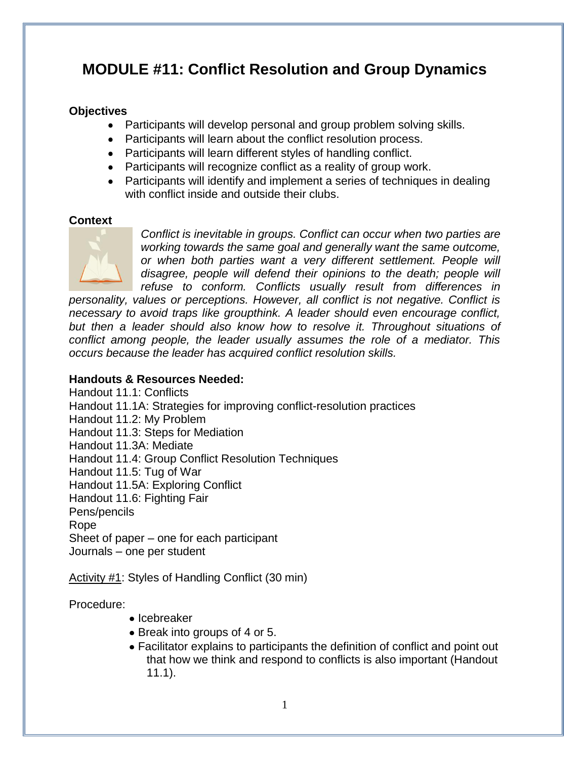# MODULE #11: Conflict Resolution and Group Dynamics

**Objectives**

- Participants will develop personal and group problem solving skills.
- Participants will learn about the conflict resolution process.
- Participants will learn different styles of handling conflict.
- Participants will recognize conflict as a reality of group work.
- Participants will identify and implement a series of techniques in dealing with conflict inside and outside their clubs.

**Context**

*Conflict is inevitable in groups. Conflict can occur when two parties are working towards the same goal and generally want the same outcome, or when both parties want a very different settlement. People will disagree, people will defend their opinions to the death; people will refuse to conform. Conflicts usually result from differences in personality, values or perceptions. However, all conflict is not negative. Conflict is necessary to avoid traps like groupthink. A leader should even encourage conflict, but then a leader should also know how to resolve it. Throughout situations of conflict among people, the leader usually assumes the role of a mediator. This occurs because the leader has acquired conflict resolution skills.*

**Handouts & Resources Needed:**

Handout 11.1: Conflicts
Handout 11.1A: Strategies for improving conflict-resolution practices
Handout 11.2: My Problem
Handout 11.3: Steps for Mediation
Handout 11.3A: Mediate
Handout 11.4: Group Conflict Resolution Techniques
Handout 11.5: Tug of War
Handout 11.5A: Exploring Conflict
Handout 11.6: Fighting Fair
Pens/pencils
Rope
Sheet of paper – one for each participant
Journals – one per student

<u>Activity #1</u>: Styles of Handling Conflict (30 min)

Procedure:

- Icebreaker
- Break into groups of 4 or 5.
- Facilitator explains to participants the definition of conflict and point out that how we think and respond to conflicts is also important (Handout 11.1).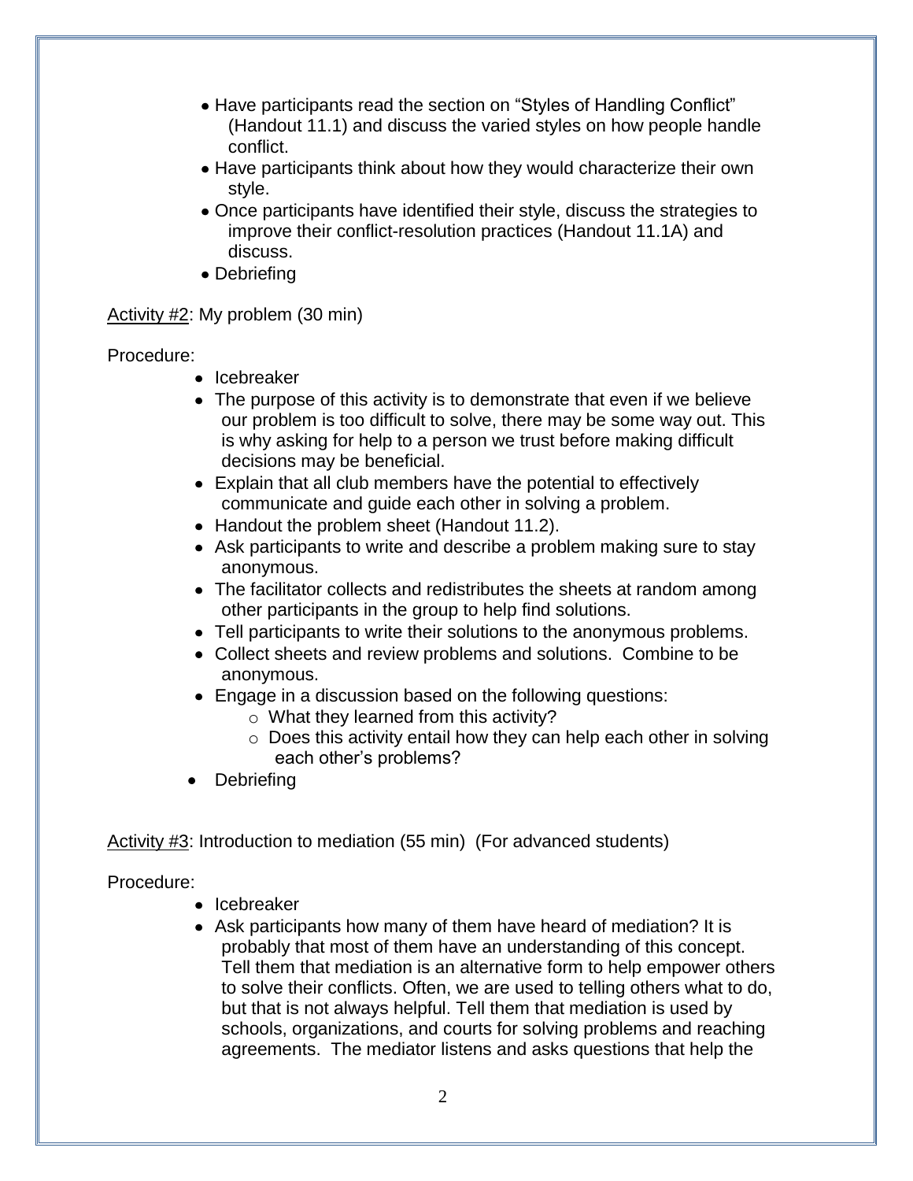- Have participants read the section on "Styles of Handling Conflict" (Handout 11.1) and discuss the varied styles on how people handle conflict.
- Have participants think about how they would characterize their own style.
- Once participants have identified their style, discuss the strategies to improve their conflict-resolution practices (Handout 11.1A) and discuss.
- Debriefing

<u>Activity #2</u>: My problem (30 min)

Procedure:

- Icebreaker
- The purpose of this activity is to demonstrate that even if we believe our problem is too difficult to solve, there may be some way out. This is why asking for help to a person we trust before making difficult decisions may be beneficial.
- Explain that all club members have the potential to effectively communicate and guide each other in solving a problem.
- Handout the problem sheet (Handout 11.2).
- Ask participants to write and describe a problem making sure to stay anonymous.
- The facilitator collects and redistributes the sheets at random among other participants in the group to help find solutions.
- Tell participants to write their solutions to the anonymous problems.
- Collect sheets and review problems and solutions. Combine to be anonymous.
- Engage in a discussion based on the following questions:
  - What they learned from this activity?
  - Does this activity entail how they can help each other in solving each other's problems?
- Debriefing

<u>Activity #3</u>: Introduction to mediation (55 min) (For advanced students)

Procedure:

- Icebreaker
- Ask participants how many of them have heard of mediation? It is probably that most of them have an understanding of this concept. Tell them that mediation is an alternative form to help empower others to solve their conflicts. Often, we are used to telling others what to do, but that is not always helpful. Tell them that mediation is used by schools, organizations, and courts for solving problems and reaching agreements. The mediator listens and asks questions that help the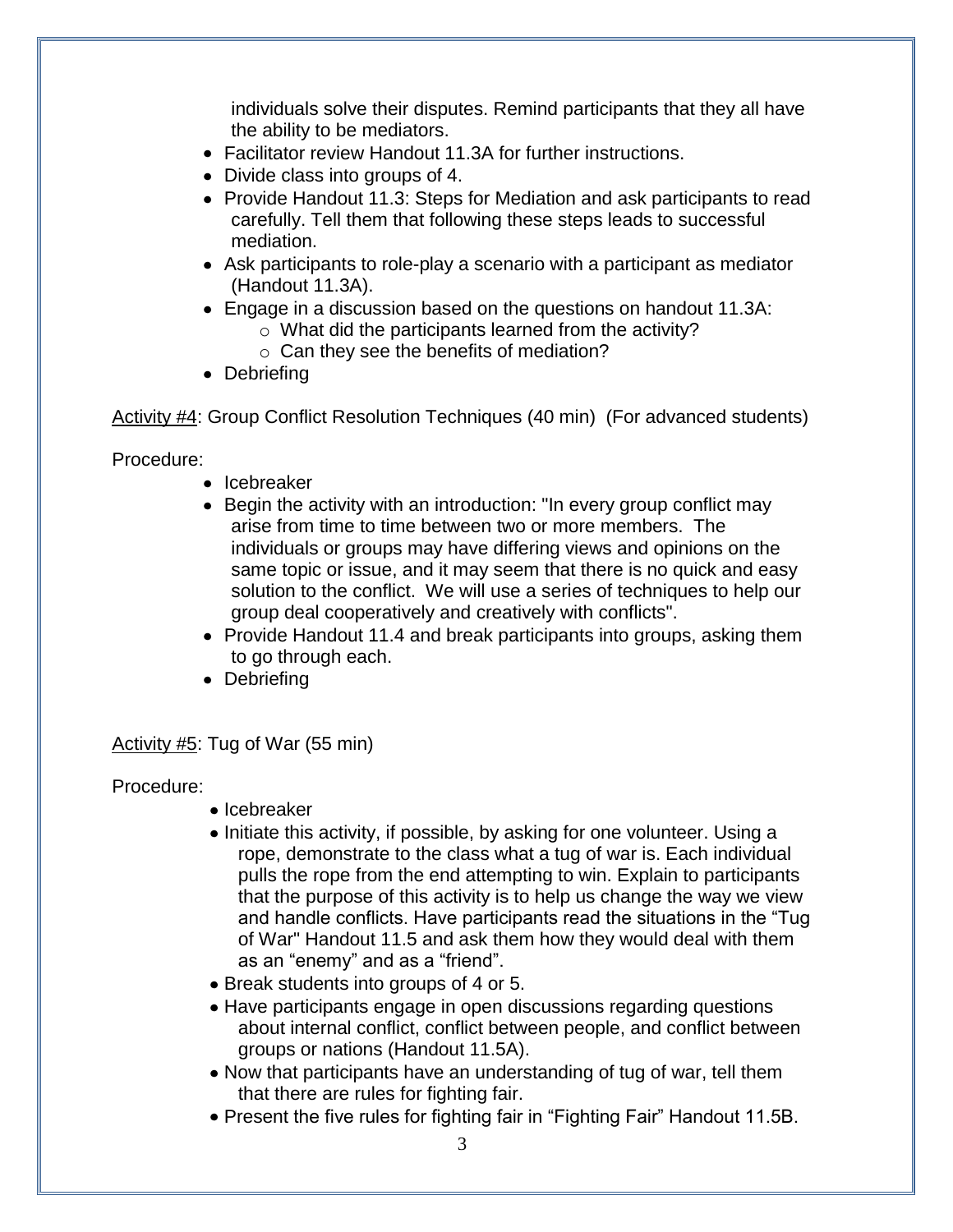individuals solve their disputes. Remind participants that they all have the ability to be mediators.

- Facilitator review Handout 11.3A for further instructions.
- Divide class into groups of 4.
- Provide Handout 11.3: Steps for Mediation and ask participants to read carefully. Tell them that following these steps leads to successful mediation.
- Ask participants to role-play a scenario with a participant as mediator (Handout 11.3A).
- Engage in a discussion based on the questions on handout 11.3A:
  - What did the participants learned from the activity?
  - Can they see the benefits of mediation?
- Debriefing

Activity #4: Group Conflict Resolution Techniques (40 min) (For advanced students)

Procedure:

- Icebreaker
- Begin the activity with an introduction: "In every group conflict may arise from time to time between two or more members. The individuals or groups may have differing views and opinions on the same topic or issue, and it may seem that there is no quick and easy solution to the conflict. We will use a series of techniques to help our group deal cooperatively and creatively with conflicts".
- Provide Handout 11.4 and break participants into groups, asking them to go through each.
- Debriefing

Activity #5: Tug of War (55 min)

Procedure:

- Icebreaker
- Initiate this activity, if possible, by asking for one volunteer. Using a rope, demonstrate to the class what a tug of war is. Each individual pulls the rope from the end attempting to win. Explain to participants that the purpose of this activity is to help us change the way we view and handle conflicts. Have participants read the situations in the "Tug of War" Handout 11.5 and ask them how they would deal with them as an "enemy" and as a "friend".
- Break students into groups of 4 or 5.
- Have participants engage in open discussions regarding questions about internal conflict, conflict between people, and conflict between groups or nations (Handout 11.5A).
- Now that participants have an understanding of tug of war, tell them that there are rules for fighting fair.
- Present the five rules for fighting fair in "Fighting Fair" Handout 11.5B.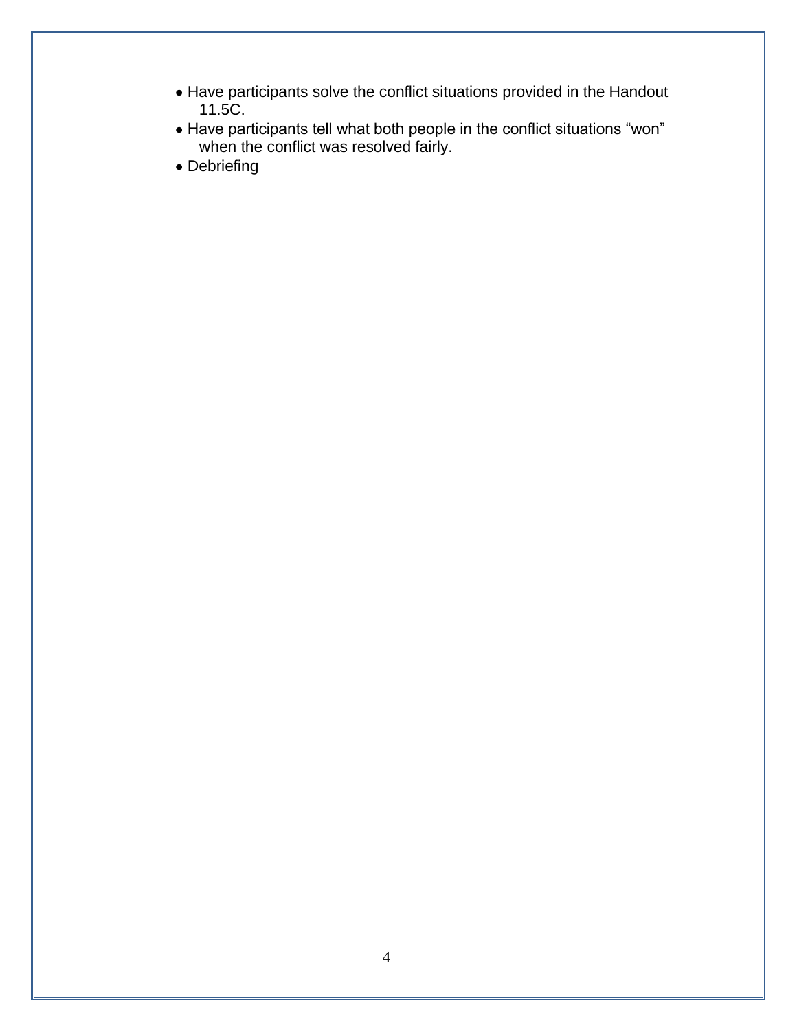- Have participants solve the conflict situations provided in the Handout 11.5C.
- Have participants tell what both people in the conflict situations “won” when the conflict was resolved fairly.
- Debriefing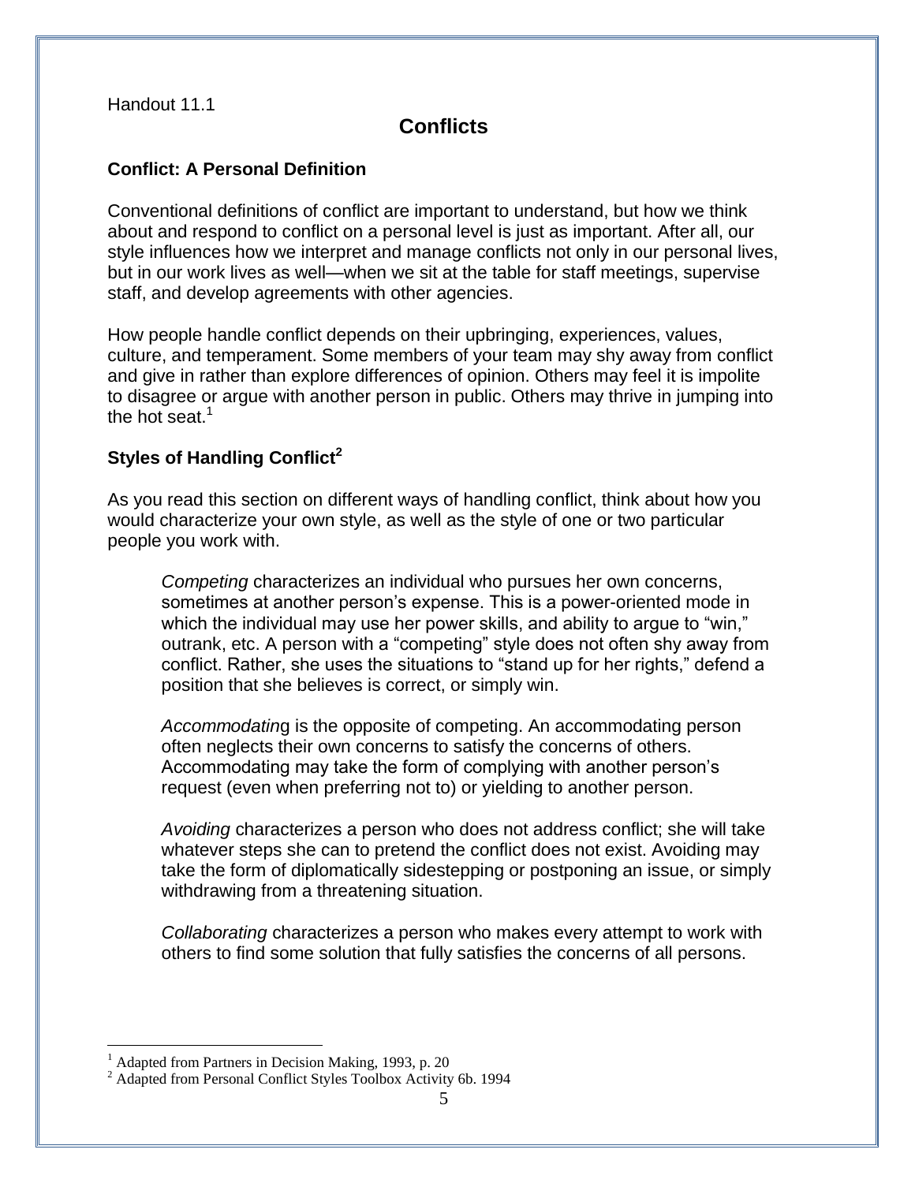Handout 11.1

# Conflicts

## Conflict: A Personal Definition

Conventional definitions of conflict are important to understand, but how we think about and respond to conflict on a personal level is just as important. After all, our style influences how we interpret and manage conflicts not only in our personal lives, but in our work lives as well—when we sit at the table for staff meetings, supervise staff, and develop agreements with other agencies.

How people handle conflict depends on their upbringing, experiences, values, culture, and temperament. Some members of your team may shy away from conflict and give in rather than explore differences of opinion. Others may feel it is impolite to disagree or argue with another person in public. Others may thrive in jumping into the hot seat.[1]

## Styles of Handling Conflict[2]

As you read this section on different ways of handling conflict, think about how you would characterize your own style, as well as the style of one or two particular people you work with.

*Competing* characterizes an individual who pursues her own concerns, sometimes at another person's expense. This is a power-oriented mode in which the individual may use her power skills, and ability to argue to "win," outrank, etc. A person with a "competing" style does not often shy away from conflict. Rather, she uses the situations to "stand up for her rights," defend a position that she believes is correct, or simply win.

*Accommodating* is the opposite of competing. An accommodating person often neglects their own concerns to satisfy the concerns of others. Accommodating may take the form of complying with another person's request (even when preferring not to) or yielding to another person.

*Avoiding* characterizes a person who does not address conflict; she will take whatever steps she can to pretend the conflict does not exist. Avoiding may take the form of diplomatically sidestepping or postponing an issue, or simply withdrawing from a threatening situation.

*Collaborating* characterizes a person who makes every attempt to work with others to find some solution that fully satisfies the concerns of all persons.

---

[1] Adapted from Partners in Decision Making, 1993, p. 20

[2] Adapted from Personal Conflict Styles Toolbox Activity 6b. 1994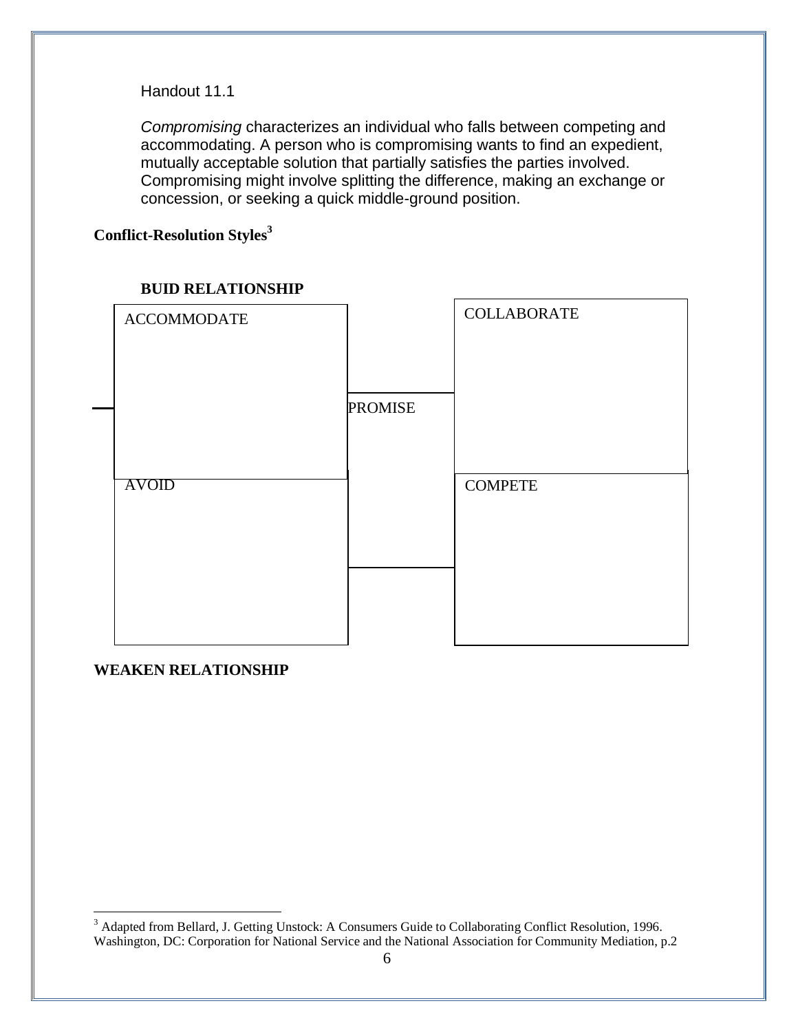Handout 11.1

*Compromising* characterizes an individual who falls between competing and accommodating. A person who is compromising wants to find an expedient, mutually acceptable solution that partially satisfies the parties involved. Compromising might involve splitting the difference, making an exchange or concession, or seeking a quick middle-ground position.

**Conflict-Resolution Styles**[3]

**BUID RELATIONSHIP**

ACCOMMODATE

COLLABORATE

PROMISE

AVOID

COMPETE

**WEAKEN RELATIONSHIP**

[3] Adapted from Bellard, J. Getting Unstock: A Consumers Guide to Collaborating Conflict Resolution, 1996. Washington, DC: Corporation for National Service and the National Association for Community Mediation, p.2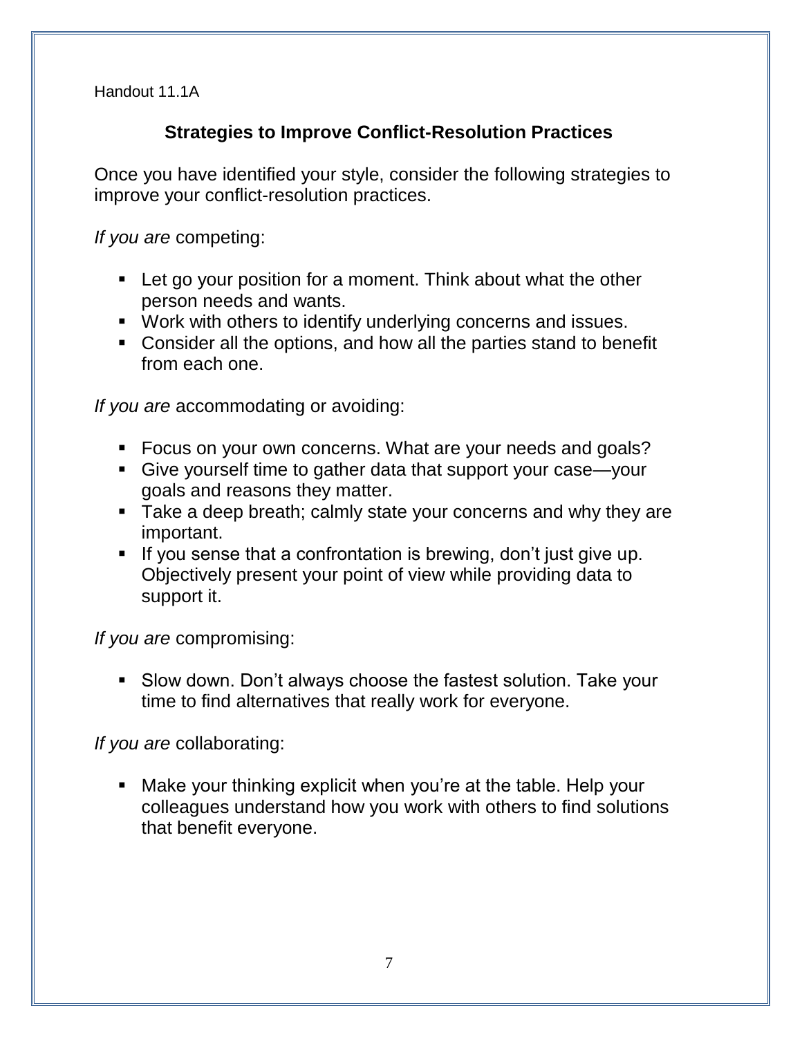Handout 11.1A

## Strategies to Improve Conflict-Resolution Practices

Once you have identified your style, consider the following strategies to improve your conflict-resolution practices.

*If you are* competing:

- Let go your position for a moment. Think about what the other person needs and wants.
- Work with others to identify underlying concerns and issues.
- Consider all the options, and how all the parties stand to benefit from each one.

*If you are* accommodating or avoiding:

- Focus on your own concerns. What are your needs and goals?
- Give yourself time to gather data that support your case—your goals and reasons they matter.
- Take a deep breath; calmly state your concerns and why they are important.
- If you sense that a confrontation is brewing, don't just give up. Objectively present your point of view while providing data to support it.

*If you are* compromising:

- Slow down. Don't always choose the fastest solution. Take your time to find alternatives that really work for everyone.

*If you are* collaborating:

- Make your thinking explicit when you're at the table. Help your colleagues understand how you work with others to find solutions that benefit everyone.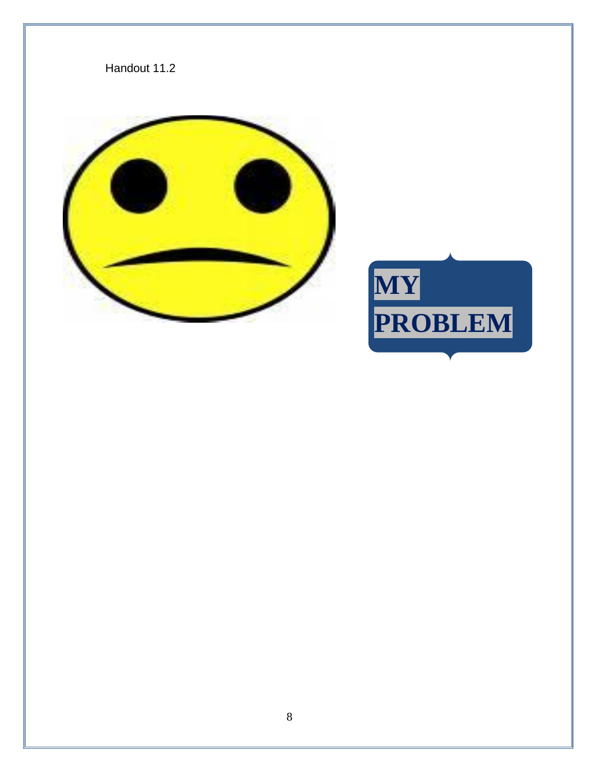Handout 11.2

**MY PROBLEM**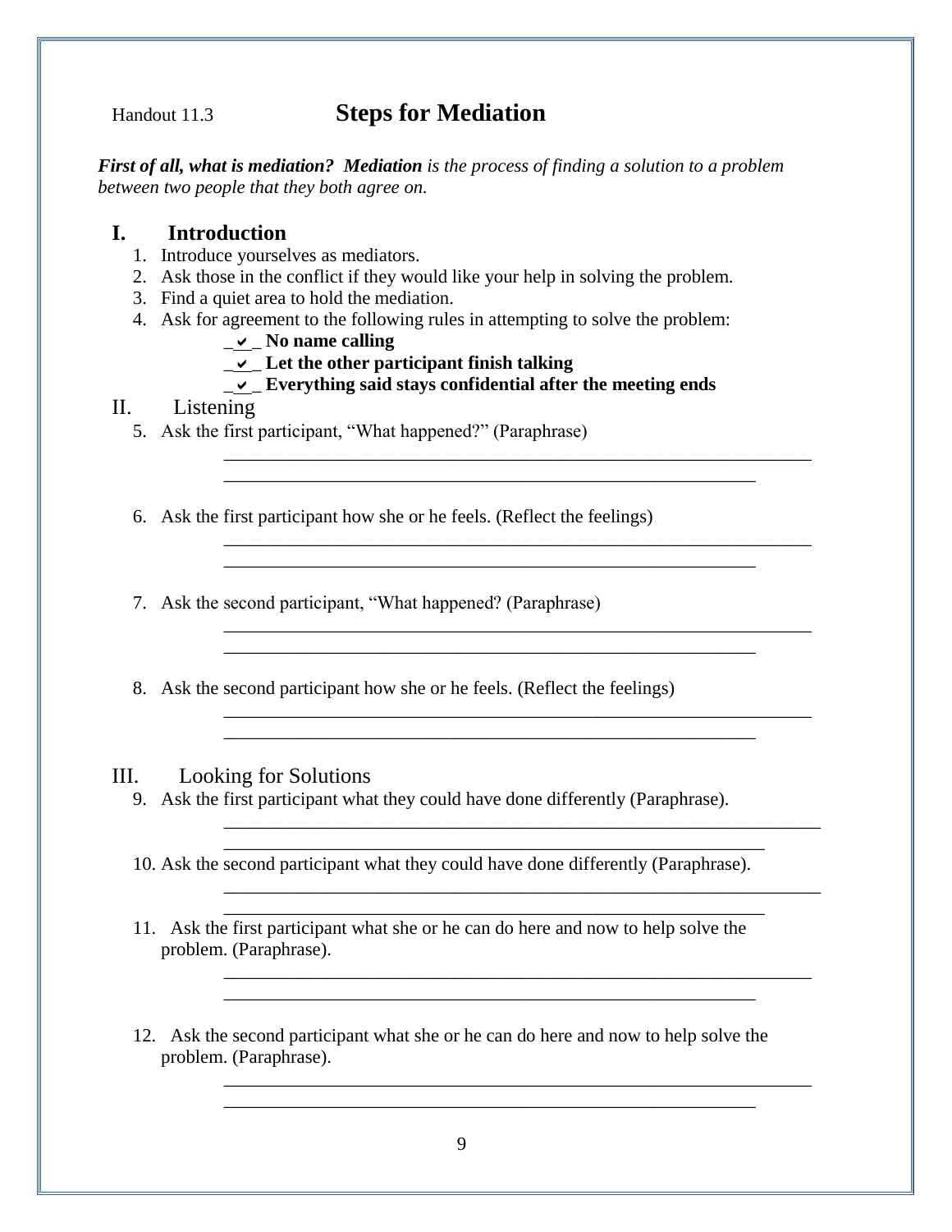Handout 11.3

# Steps for Mediation

***First of all, what is mediation? Mediation** is the process of finding a solution to a problem between two people that they both agree on.*

## I. Introduction

1. Introduce yourselves as mediators.
2. Ask those in the conflict if they would like your help in solving the problem.
3. Find a quiet area to hold the mediation.
4. Ask for agreement to the following rules in attempting to solve the problem:
   - _✔_ **No name calling**
   - _✔_ **Let the other participant finish talking**
   - _✔_ **Everything said stays confidential after the meeting ends**

## II. Listening

5. Ask the first participant, "What happened?" (Paraphrase)

   ________________________________________________________________
   ________________________________________________________________

6. Ask the first participant how she or he feels. (Reflect the feelings)

   ________________________________________________________________
   ________________________________________________________________

7. Ask the second participant, "What happened? (Paraphrase)

   ________________________________________________________________
   ________________________________________________________________

8. Ask the second participant how she or he feels. (Reflect the feelings)

   ________________________________________________________________
   ________________________________________________________________

## III. Looking for Solutions

9. Ask the first participant what they could have done differently (Paraphrase).

   ________________________________________________________________
   ________________________________________________________________

10. Ask the second participant what they could have done differently (Paraphrase).

    ________________________________________________________________
    ________________________________________________________________

11. Ask the first participant what she or he can do here and now to help solve the problem. (Paraphrase).

    ________________________________________________________________
    ________________________________________________________________

12. Ask the second participant what she or he can do here and now to help solve the problem. (Paraphrase).

    ________________________________________________________________
    ________________________________________________________________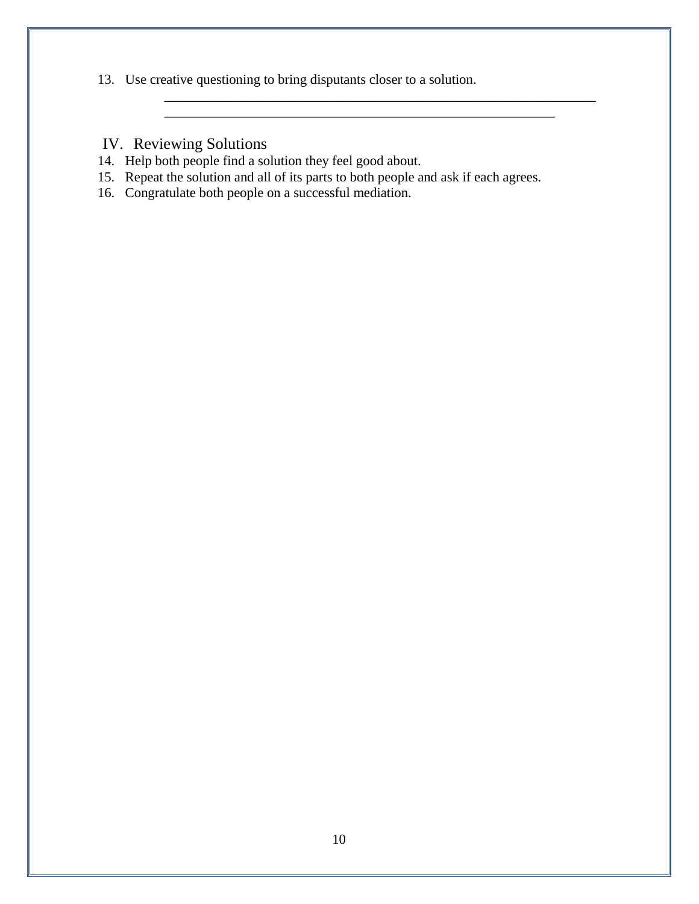13. Use creative questioning to bring disputants closer to a solution.

    ________________________________________________________________
    ________________________________________________________

## IV. Reviewing Solutions

14. Help both people find a solution they feel good about.
15. Repeat the solution and all of its parts to both people and ask if each agrees.
16. Congratulate both people on a successful mediation.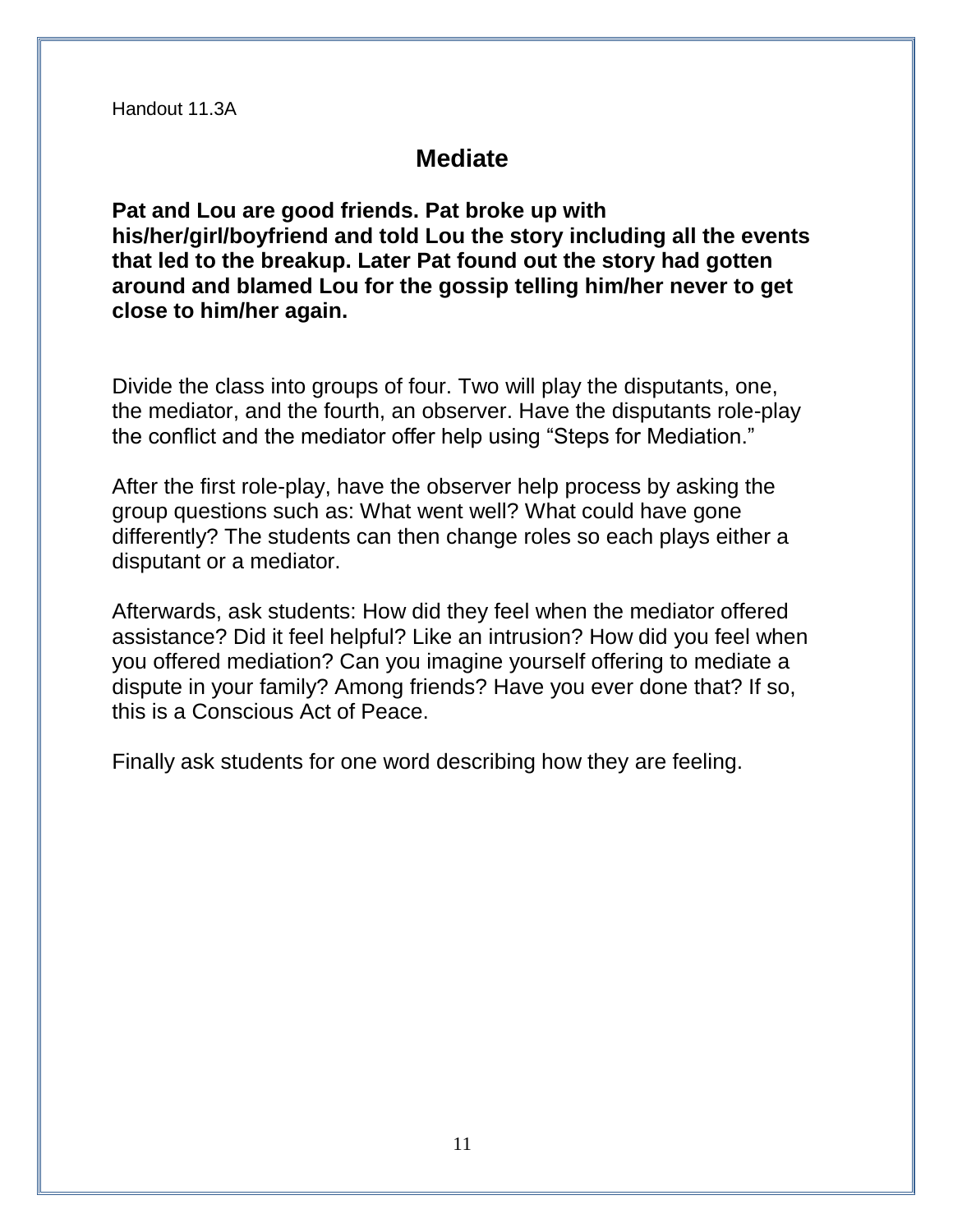Handout 11.3A

# Mediate

**Pat and Lou are good friends. Pat broke up with his/her/girl/boyfriend and told Lou the story including all the events that led to the breakup. Later Pat found out the story had gotten around and blamed Lou for the gossip telling him/her never to get close to him/her again.**

Divide the class into groups of four. Two will play the disputants, one, the mediator, and the fourth, an observer. Have the disputants role-play the conflict and the mediator offer help using "Steps for Mediation."

After the first role-play, have the observer help process by asking the group questions such as: What went well? What could have gone differently? The students can then change roles so each plays either a disputant or a mediator.

Afterwards, ask students: How did they feel when the mediator offered assistance? Did it feel helpful? Like an intrusion? How did you feel when you offered mediation? Can you imagine yourself offering to mediate a dispute in your family? Among friends? Have you ever done that? If so, this is a Conscious Act of Peace.

Finally ask students for one word describing how they are feeling.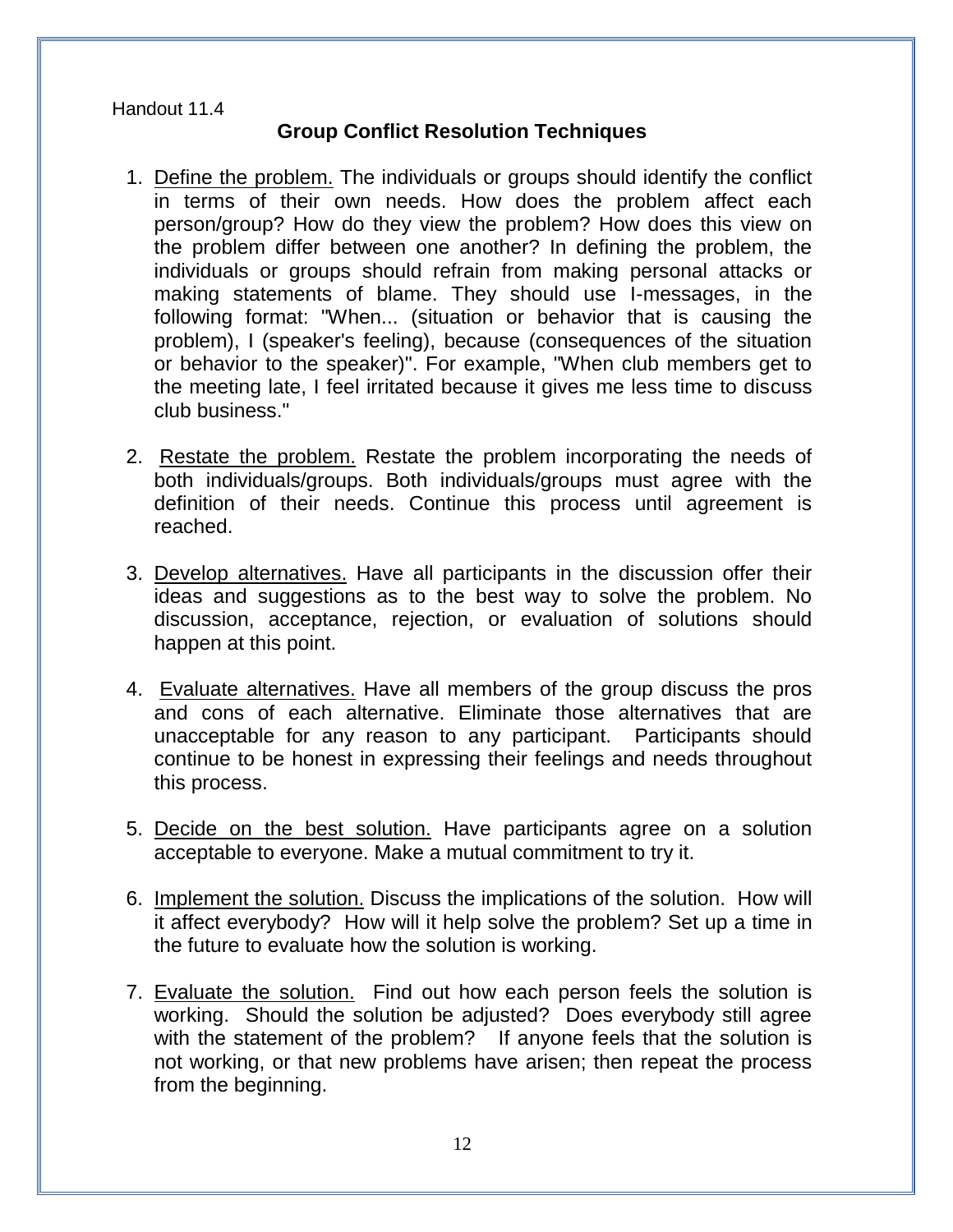Handout 11.4

## Group Conflict Resolution Techniques

1. Define the problem. The individuals or groups should identify the conflict in terms of their own needs. How does the problem affect each person/group? How do they view the problem? How does this view on the problem differ between one another? In defining the problem, the individuals or groups should refrain from making personal attacks or making statements of blame. They should use I-messages, in the following format: "When... (situation or behavior that is causing the problem), I (speaker's feeling), because (consequences of the situation or behavior to the speaker)". For example, "When club members get to the meeting late, I feel irritated because it gives me less time to discuss club business."

2. Restate the problem. Restate the problem incorporating the needs of both individuals/groups. Both individuals/groups must agree with the definition of their needs. Continue this process until agreement is reached.

3. Develop alternatives. Have all participants in the discussion offer their ideas and suggestions as to the best way to solve the problem. No discussion, acceptance, rejection, or evaluation of solutions should happen at this point.

4. Evaluate alternatives. Have all members of the group discuss the pros and cons of each alternative. Eliminate those alternatives that are unacceptable for any reason to any participant. Participants should continue to be honest in expressing their feelings and needs throughout this process.

5. Decide on the best solution. Have participants agree on a solution acceptable to everyone. Make a mutual commitment to try it.

6. Implement the solution. Discuss the implications of the solution. How will it affect everybody? How will it help solve the problem? Set up a time in the future to evaluate how the solution is working.

7. Evaluate the solution. Find out how each person feels the solution is working. Should the solution be adjusted? Does everybody still agree with the statement of the problem? If anyone feels that the solution is not working, or that new problems have arisen; then repeat the process from the beginning.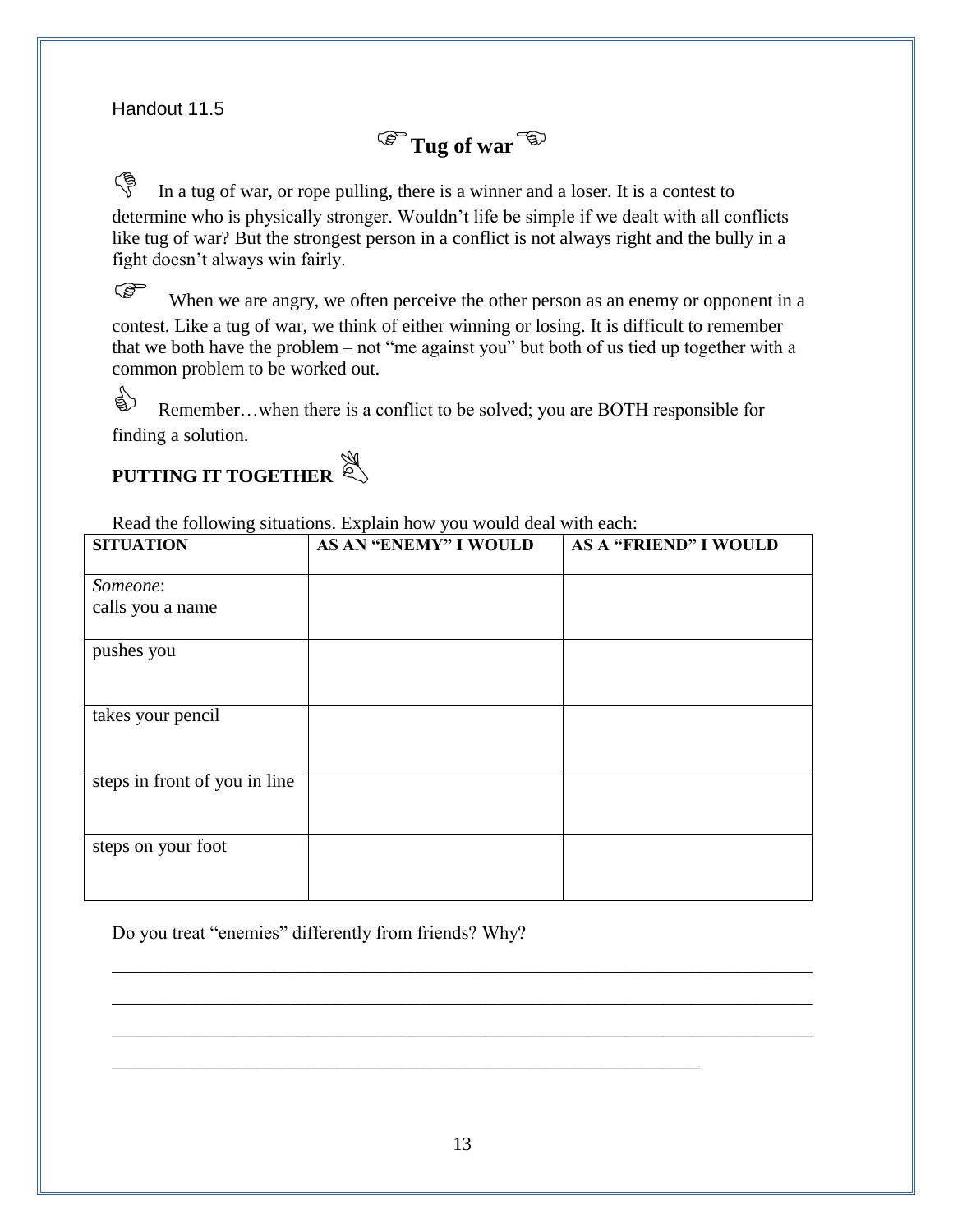Handout 11.5

# ☞ Tug of war ☜

In a tug of war, or rope pulling, there is a winner and a loser. It is a contest to determine who is physically stronger. Wouldn't life be simple if we dealt with all conflicts like tug of war? But the strongest person in a conflict is not always right and the bully in a fight doesn't always win fairly.

When we are angry, we often perceive the other person as an enemy or opponent in a contest. Like a tug of war, we think of either winning or losing. It is difficult to remember that we both have the problem – not "me against you" but both of us tied up together with a common problem to be worked out.

Remember…when there is a conflict to be solved; you are BOTH responsible for finding a solution.

## PUTTING IT TOGETHER

Read the following situations. Explain how you would deal with each:

| SITUATION | AS AN "ENEMY" I WOULD | AS A "FRIEND" I WOULD |
|---|---|---|
| *Someone*: calls you a name | | |
| pushes you | | |
| takes your pencil | | |
| steps in front of you in line | | |
| steps on your foot | | |

Do you treat "enemies" differently from friends? Why?

_______________________________________________________________________________

_______________________________________________________________________________

_______________________________________________________________________________

_________________________________________________________________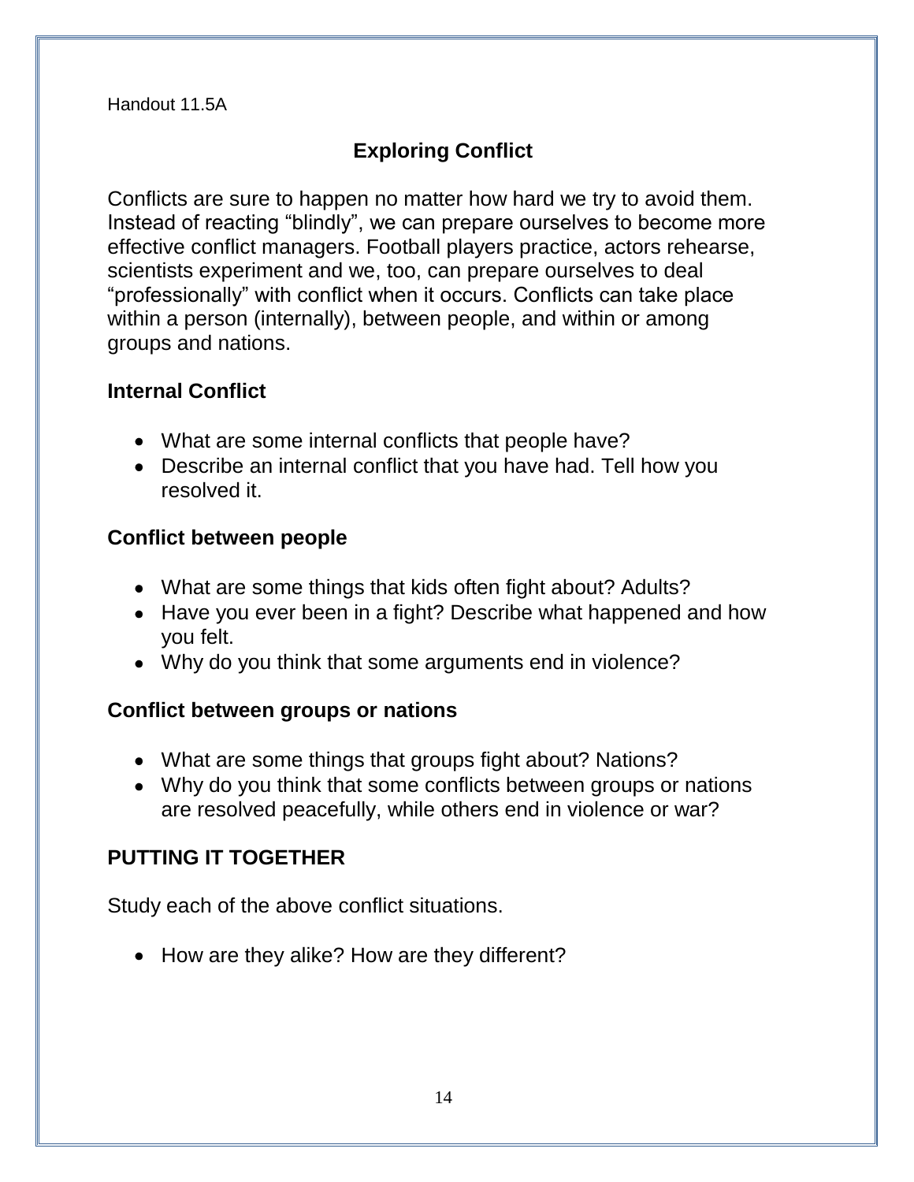Handout 11.5A

# Exploring Conflict

Conflicts are sure to happen no matter how hard we try to avoid them. Instead of reacting “blindly”, we can prepare ourselves to become more effective conflict managers. Football players practice, actors rehearse, scientists experiment and we, too, can prepare ourselves to deal “professionally” with conflict when it occurs. Conflicts can take place within a person (internally), between people, and within or among groups and nations.

## Internal Conflict

- What are some internal conflicts that people have?
- Describe an internal conflict that you have had. Tell how you resolved it.

## Conflict between people

- What are some things that kids often fight about? Adults?
- Have you ever been in a fight? Describe what happened and how you felt.
- Why do you think that some arguments end in violence?

## Conflict between groups or nations

- What are some things that groups fight about? Nations?
- Why do you think that some conflicts between groups or nations are resolved peacefully, while others end in violence or war?

## PUTTING IT TOGETHER

Study each of the above conflict situations.

- How are they alike? How are they different?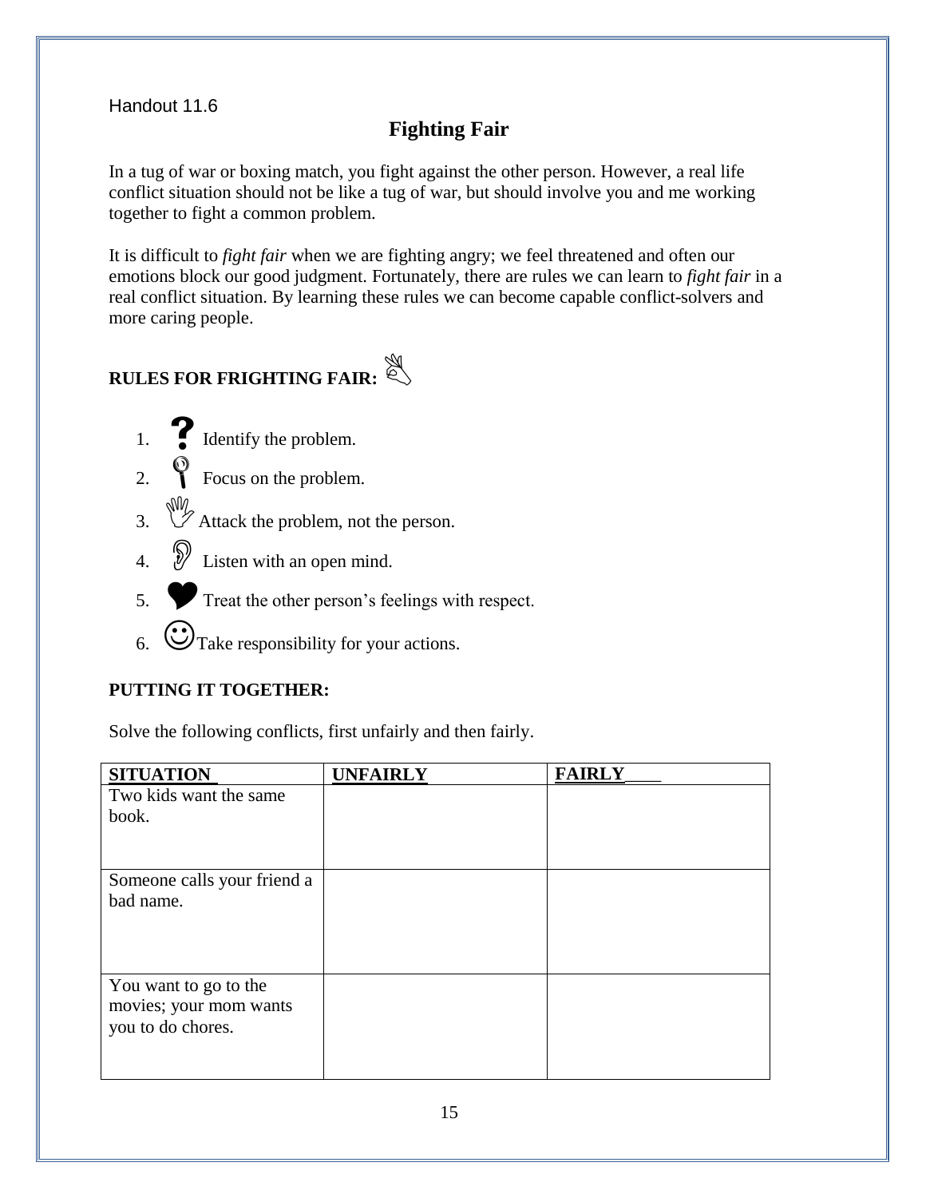Handout 11.6

# Fighting Fair

In a tug of war or boxing match, you fight against the other person. However, a real life conflict situation should not be like a tug of war, but should involve you and me working together to fight a common problem.

It is difficult to *fight fair* when we are fighting angry; we feel threatened and often our emotions block our good judgment. Fortunately, there are rules we can learn to *fight fair* in a real conflict situation. By learning these rules we can become capable conflict-solvers and more caring people.

## RULES FOR FRIGHTING FAIR:

1. Identify the problem.
2. Focus on the problem.
3. Attack the problem, not the person.
4. Listen with an open mind.
5. Treat the other person's feelings with respect.
6. Take responsibility for your actions.

## PUTTING IT TOGETHER:

Solve the following conflicts, first unfairly and then fairly.

| SITUATION | UNFAIRLY | FAIRLY |
|---|---|---|
| Two kids want the same book. | | |
| Someone calls your friend a bad name. | | |
| You want to go to the movies; your mom wants you to do chores. | | |